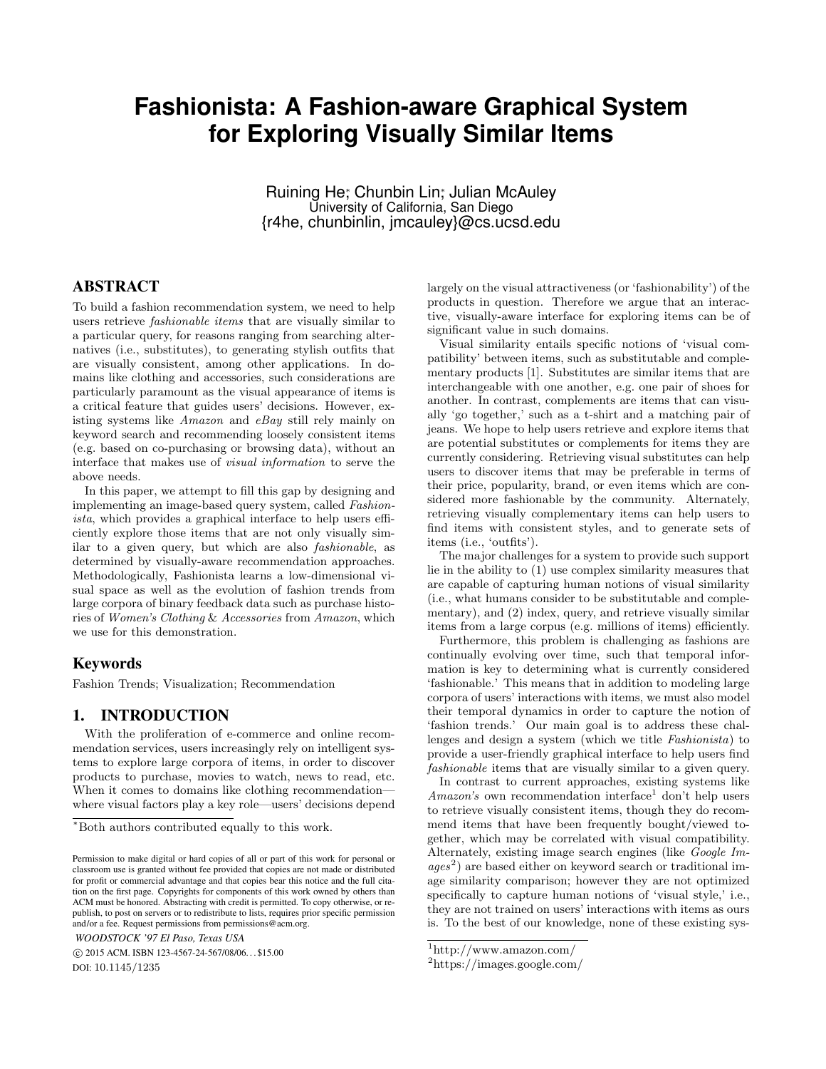# Fashionista: A Fashion-aware Graphical System for Exploring Visually Similar Items

Ruining He*, Chunbin Lin*, Julian McAuley
University of California, San Diego
{r4he, chunbinlin, jmcauley}@cs.ucsd.edu

## ABSTRACT

To build a fashion recommendation system, we need to help users retrieve *fashionable items* that are visually similar to a particular query, for reasons ranging from searching alternatives (i.e., substitutes), to generating stylish outfits that are visually consistent, among other applications. In domains like clothing and accessories, such considerations are particularly paramount as the visual appearance of items is a critical feature that guides users' decisions. However, existing systems like *Amazon* and *eBay* still rely mainly on keyword search and recommending loosely consistent items (e.g. based on co-purchasing or browsing data), without an interface that makes use of *visual information* to serve the above needs.

In this paper, we attempt to fill this gap by designing and implementing an image-based query system, called *Fashionista*, which provides a graphical interface to help users efficiently explore those items that are not only visually similar to a given query, but which are also *fashionable*, as determined by visually-aware recommendation approaches. Methodologically, Fashionista learns a low-dimensional visual space as well as the evolution of fashion trends from large corpora of binary feedback data such as purchase histories of *Women's Clothing* & *Accessories* from *Amazon*, which we use for this demonstration.

## Keywords

Fashion Trends; Visualization; Recommendation

## 1. INTRODUCTION

With the proliferation of e-commerce and online recommendation services, users increasingly rely on intelligent systems to explore large corpora of items, in order to discover products to purchase, movies to watch, news to read, etc. When it comes to domains like clothing recommendation—where visual factors play a key role—users' decisions depend largely on the visual attractiveness (or 'fashionability') of the products in question. Therefore we argue that an interactive, visually-aware interface for exploring items can be of significant value in such domains.

Visual similarity entails specific notions of 'visual compatibility' between items, such as substitutable and complementary products [1]. Substitutes are similar items that are interchangeable with one another, e.g. one pair of shoes for another. In contrast, complements are items that can visually 'go together,' such as a t-shirt and a matching pair of jeans. We hope to help users retrieve and explore items that are potential substitutes or complements for items they are currently considering. Retrieving visual substitutes can help users to discover items that may be preferable in terms of their price, popularity, brand, or even items which are considered more fashionable by the community. Alternately, retrieving visually complementary items can help users to find items with consistent styles, and to generate sets of items (i.e., 'outfits').

The major challenges for a system to provide such support lie in the ability to (1) use complex similarity measures that are capable of capturing human notions of visual similarity (i.e., what humans consider to be substitutable and complementary), and (2) index, query, and retrieve visually similar items from a large corpus (e.g. millions of items) efficiently.

Furthermore, this problem is challenging as fashions are continually evolving over time, such that temporal information is key to determining what is currently considered 'fashionable.' This means that in addition to modeling large corpora of users' interactions with items, we must also model their temporal dynamics in order to capture the notion of 'fashion trends.' Our main goal is to address these challenges and design a system (which we title *Fashionista*) to provide a user-friendly graphical interface to help users find *fashionable* items that are visually similar to a given query.

In contrast to current approaches, existing systems like *Amazon's* own recommendation interface[1] don't help users to retrieve visually consistent items, though they do recommend items that have been frequently bought/viewed together, which may be correlated with visual compatibility. Alternately, existing image search engines (like *Google Images*[2]) are based either on keyword search or traditional image similarity comparison; however they are not optimized specifically to capture human notions of 'visual style,' i.e., they are not trained on users' interactions with items as ours is. To the best of our knowledge, none of these existing sys-

*Both authors contributed equally to this work.

Permission to make digital or hard copies of all or part of this work for personal or classroom use is granted without fee provided that copies are not made or distributed for profit or commercial advantage and that copies bear this notice and the full citation on the first page. Copyrights for components of this work owned by others than ACM must be honored. Abstracting with credit is permitted. To copy otherwise, or republish, to post on servers or to redistribute to lists, requires prior specific permission and/or a fee. Request permissions from permissions@acm.org.

*WOODSTOCK '97 El Paso, Texas USA*
© 2015 ACM. ISBN 123-4567-24-567/08/06...$15.00
DOI: 10.1145/1235

[1] http://www.amazon.com/
[2] https://images.google.com/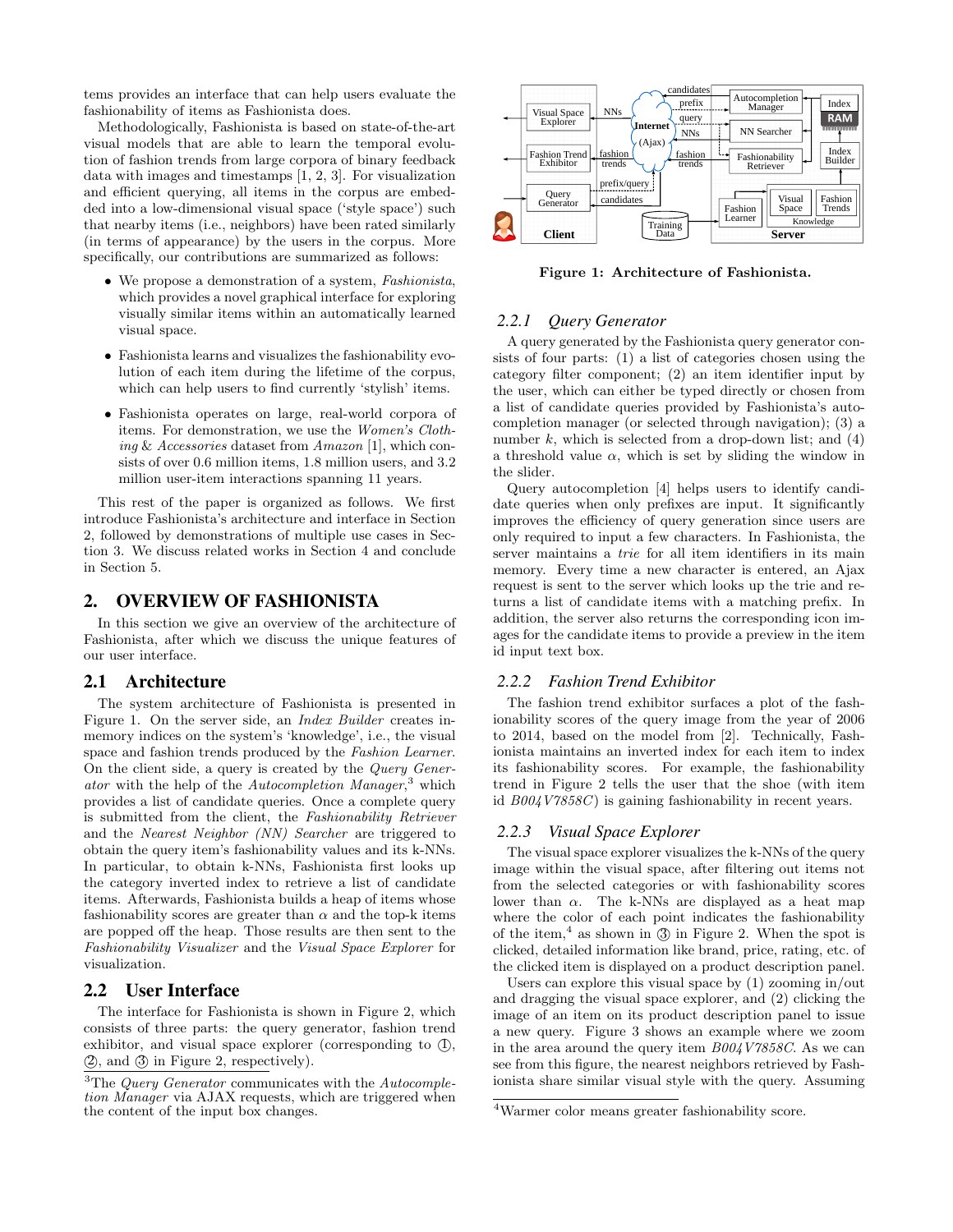tems provides an interface that can help users evaluate the fashionability of items as Fashionista does.

Methodologically, Fashionista is based on state-of-the-art visual models that are able to learn the temporal evolution of fashion trends from large corpora of binary feedback data with images and timestamps [1, 2, 3]. For visualization and efficient querying, all items in the corpus are embedded into a low-dimensional visual space ('style space') such that nearby items (i.e., neighbors) have been rated similarly (in terms of appearance) by the users in the corpus. More specifically, our contributions are summarized as follows:

- We propose a demonstration of a system, *Fashionista*, which provides a novel graphical interface for exploring visually similar items within an automatically learned visual space.
- Fashionista learns and visualizes the fashionability evolution of each item during the lifetime of the corpus, which can help users to find currently 'stylish' items.
- Fashionista operates on large, real-world corpora of items. For demonstration, we use the *Women's Clothing* & *Accessories* dataset from *Amazon* [1], which consists of over 0.6 million items, 1.8 million users, and 3.2 million user-item interactions spanning 11 years.

This rest of the paper is organized as follows. We first introduce Fashionista's architecture and interface in Section 2, followed by demonstrations of multiple use cases in Section 3. We discuss related works in Section 4 and conclude in Section 5.

## 2. OVERVIEW OF FASHIONISTA

In this section we give an overview of the architecture of Fashionista, after which we discuss the unique features of our user interface.

### 2.1 Architecture

The system architecture of Fashionista is presented in Figure 1. On the server side, an *Index Builder* creates in-memory indices on the system's 'knowledge', i.e., the visual space and fashion trends produced by the *Fashion Learner*. On the client side, a query is created by the *Query Generator* with the help of the *Autocompletion Manager*,[3] which provides a list of candidate queries. Once a complete query is submitted from the client, the *Fashionability Retriever* and the *Nearest Neighbor (NN) Searcher* are triggered to obtain the query item's fashionability values and its k-NNs. In particular, to obtain k-NNs, Fashionista first looks up the category inverted index to retrieve a list of candidate items. Afterwards, Fashionista builds a heap of items whose fashionability scores are greater than $\alpha$ and the top-k items are popped off the heap. Those results are then sent to the *Fashionability Visualizer* and the *Visual Space Explorer* for visualization.

### 2.2 User Interface

The interface for Fashionista is shown in Figure 2, which consists of three parts: the query generator, fashion trend exhibitor, and visual space explorer (corresponding to ①, ②, and ③ in Figure 2, respectively).

[3] The *Query Generator* communicates with the *Autocompletion Manager* via AJAX requests, which are triggered when the content of the input box changes.

**Figure 1: Architecture of Fashionista.**

#### 2.2.1 Query Generator

A query generated by the Fashionista query generator consists of four parts: (1) a list of categories chosen using the category filter component; (2) an item identifier input by the user, which can either be typed directly or chosen from a list of candidate queries provided by Fashionista's autocompletion manager (or selected through navigation); (3) a number $k$, which is selected from a drop-down list; and (4) a threshold value $\alpha$, which is set by sliding the window in the slider.

Query autocompletion [4] helps users to identify candidate queries when only prefixes are input. It significantly improves the efficiency of query generation since users are only required to input a few characters. In Fashionista, the server maintains a *trie* for all item identifiers in its main memory. Every time a new character is entered, an Ajax request is sent to the server which looks up the trie and returns a list of candidate items with a matching prefix. In addition, the server also returns the corresponding icon images for the candidate items to provide a preview in the item id input text box.

#### 2.2.2 Fashion Trend Exhibitor

The fashion trend exhibitor surfaces a plot of the fashionability scores of the query image from the year of 2006 to 2014, based on the model from [2]. Technically, Fashionista maintains an inverted index for each item to index its fashionability scores. For example, the fashionability trend in Figure 2 tells the user that the shoe (with item id *B004V7858C*) is gaining fashionability in recent years.

#### 2.2.3 Visual Space Explorer

The visual space explorer visualizes the k-NNs of the query image within the visual space, after filtering out items not from the selected categories or with fashionability scores lower than $\alpha$. The k-NNs are displayed as a heat map where the color of each point indicates the fashionability of the item,[4] as shown in ③ in Figure 2. When the spot is clicked, detailed information like brand, price, rating, etc. of the clicked item is displayed on a product description panel.

Users can explore this visual space by (1) zooming in/out and dragging the visual space explorer, and (2) clicking the image of an item on its product description panel to issue a new query. Figure 3 shows an example where we zoom in the area around the query item *B004V7858C*. As we can see from this figure, the nearest neighbors retrieved by Fashionista share similar visual style with the query. Assuming

[4] Warmer color means greater fashionability score.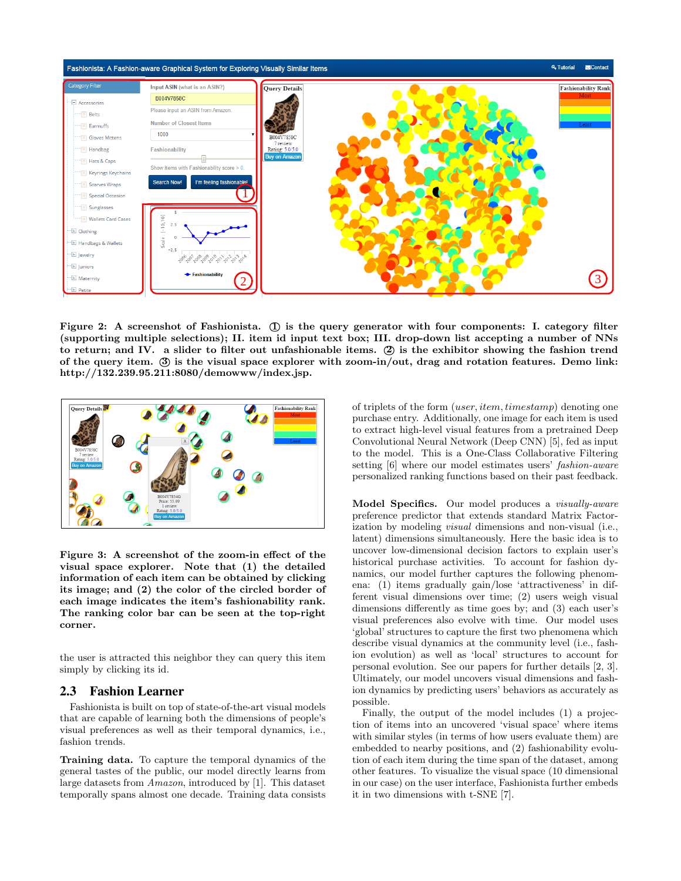**Figure 2: A screenshot of Fashionista. ① is the query generator with four components: I. category filter (supporting multiple selections); II. item id input text box; III. drop-down list accepting a number of NNs to return; and IV. a slider to filter out unfashionable items. ② is the exhibitor showing the fashion trend of the query item. ③ is the visual space explorer with zoom-in/out, drag and rotation features. Demo link: http://132.239.95.211:8080/demowww/index.jsp.**

**Figure 3: A screenshot of the zoom-in effect of the visual space explorer. Note that (1) the detailed information of each item can be obtained by clicking its image; and (2) the color of the circled border of each image indicates the item's fashionability rank. The ranking color bar can be seen at the top-right corner.**

the user is attracted this neighbor they can query this item simply by clicking its id.

## 2.3 Fashion Learner

Fashionista is built on top of state-of-the-art visual models that are capable of learning both the dimensions of people's visual preferences as well as their temporal dynamics, i.e., fashion trends.

**Training data.** To capture the temporal dynamics of the general tastes of the public, our model directly learns from large datasets from *Amazon*, introduced by [1]. This dataset temporally spans almost one decade. Training data consists of triplets of the form (*user*, *item*, *timestamp*) denoting one purchase entry. Additionally, one image for each item is used to extract high-level visual features from a pretrained Deep Convolutional Neural Network (Deep CNN) [5], fed as input to the model. This is a One-Class Collaborative Filtering setting [6] where our model estimates users' *fashion-aware* personalized ranking functions based on their past feedback.

**Model Specifics.** Our model produces a *visually-aware* preference predictor that extends standard Matrix Factorization by modeling *visual* dimensions and non-visual (i.e., latent) dimensions simultaneously. Here the basic idea is to uncover low-dimensional decision factors to explain user's historical purchase activities. To account for fashion dynamics, our model further captures the following phenomena: (1) items gradually gain/lose 'attractiveness' in different visual dimensions over time; (2) users weigh visual dimensions differently as time goes by; and (3) each user's visual preferences also evolve with time. Our model uses 'global' structures to capture the first two phenomena which describe visual dynamics at the community level (i.e., fashion evolution) as well as 'local' structures to account for personal evolution. See our papers for further details [2, 3]. Ultimately, our model uncovers visual dimensions and fashion dynamics by predicting users' behaviors as accurately as possible.

Finally, the output of the model includes (1) a projection of items into an uncovered 'visual space' where items with similar styles (in terms of how users evaluate them) are embedded to nearby positions, and (2) fashionability evolution of each item during the time span of the dataset, among other features. To visualize the visual space (10 dimensional in our case) on the user interface, Fashionista further embeds it in two dimensions with t-SNE [7].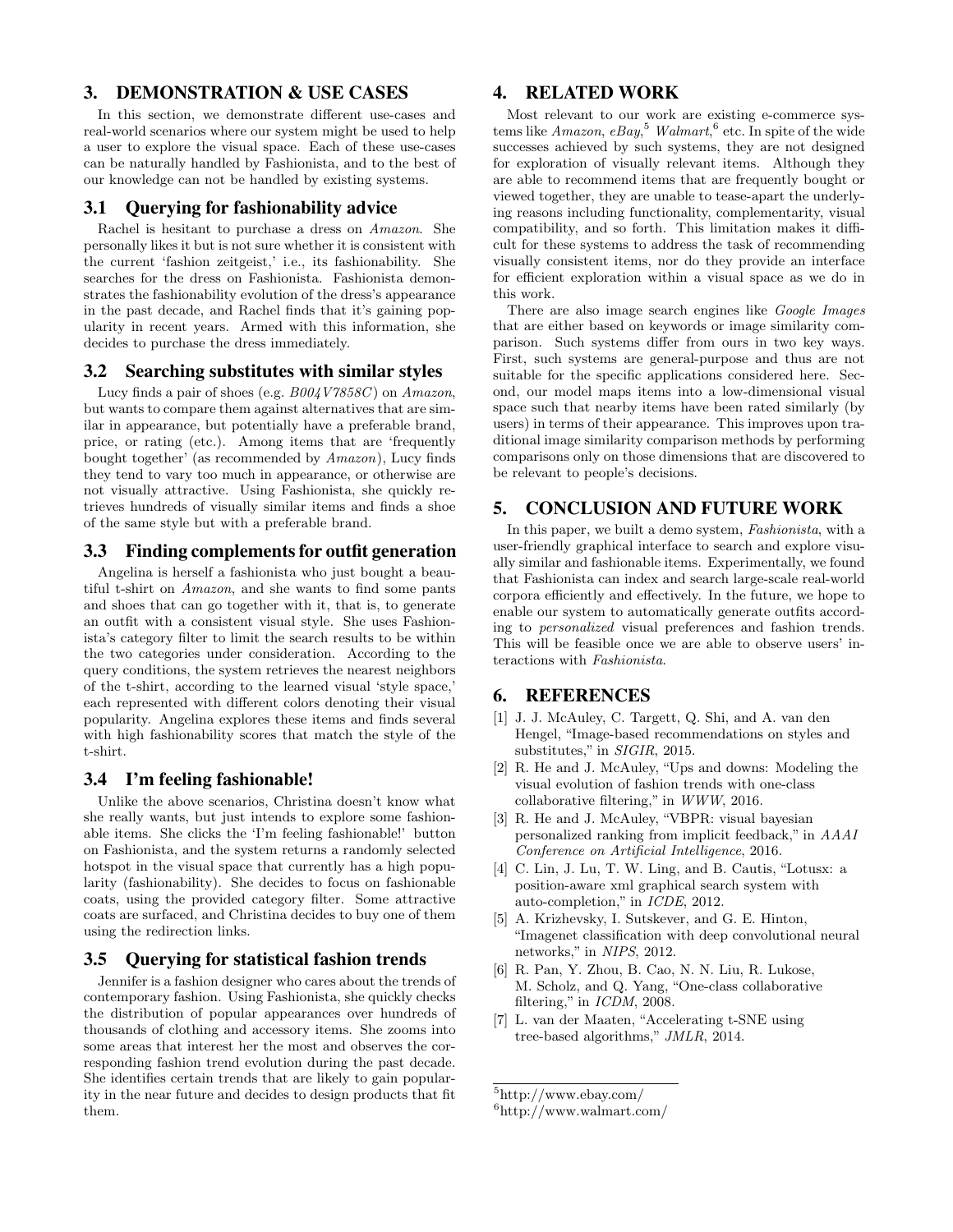## 3. DEMONSTRATION & USE CASES

In this section, we demonstrate different use-cases and real-world scenarios where our system might be used to help a user to explore the visual space. Each of these use-cases can be naturally handled by Fashionista, and to the best of our knowledge can not be handled by existing systems.

### 3.1 Querying for fashionability advice

Rachel is hesitant to purchase a dress on *Amazon*. She personally likes it but is not sure whether it is consistent with the current 'fashion zeitgeist,' i.e., its fashionability. She searches for the dress on Fashionista. Fashionista demonstrates the fashionability evolution of the dress's appearance in the past decade, and Rachel finds that it's gaining popularity in recent years. Armed with this information, she decides to purchase the dress immediately.

### 3.2 Searching substitutes with similar styles

Lucy finds a pair of shoes (e.g. *B004V7858C*) on *Amazon*, but wants to compare them against alternatives that are similar in appearance, but potentially have a preferable brand, price, or rating (etc.). Among items that are 'frequently bought together' (as recommended by *Amazon*), Lucy finds they tend to vary too much in appearance, or otherwise are not visually attractive. Using Fashionista, she quickly retrieves hundreds of visually similar items and finds a shoe of the same style but with a preferable brand.

### 3.3 Finding complements for outfit generation

Angelina is herself a fashionista who just bought a beautiful t-shirt on *Amazon*, and she wants to find some pants and shoes that can go together with it, that is, to generate an outfit with a consistent visual style. She uses Fashionista's category filter to limit the search results to be within the two categories under consideration. According to the query conditions, the system retrieves the nearest neighbors of the t-shirt, according to the learned visual 'style space,' each represented with different colors denoting their visual popularity. Angelina explores these items and finds several with high fashionability scores that match the style of the t-shirt.

### 3.4 I'm feeling fashionable!

Unlike the above scenarios, Christina doesn't know what she really wants, but just intends to explore some fashionable items. She clicks the 'I'm feeling fashionable!' button on Fashionista, and the system returns a randomly selected hotspot in the visual space that currently has a high popularity (fashionability). She decides to focus on fashionable coats, using the provided category filter. Some attractive coats are surfaced, and Christina decides to buy one of them using the redirection links.

### 3.5 Querying for statistical fashion trends

Jennifer is a fashion designer who cares about the trends of contemporary fashion. Using Fashionista, she quickly checks the distribution of popular appearances over hundreds of thousands of clothing and accessory items. She zooms into some areas that interest her the most and observes the corresponding fashion trend evolution during the past decade. She identifies certain trends that are likely to gain popularity in the near future and decides to design products that fit them.

## 4. RELATED WORK

Most relevant to our work are existing e-commerce systems like *Amazon*, *eBay*,[5] *Walmart*,[6] etc. In spite of the wide successes achieved by such systems, they are not designed for exploration of visually relevant items. Although they are able to recommend items that are frequently bought or viewed together, they are unable to tease-apart the underlying reasons including functionality, complementarity, visual compatibility, and so forth. This limitation makes it difficult for these systems to address the task of recommending visually consistent items, nor do they provide an interface for efficient exploration within a visual space as we do in this work.

There are also image search engines like *Google Images* that are either based on keywords or image similarity comparison. Such systems differ from ours in two key ways. First, such systems are general-purpose and thus are not suitable for the specific applications considered here. Second, our model maps items into a low-dimensional visual space such that nearby items have been rated similarly (by users) in terms of their appearance. This improves upon traditional image similarity comparison methods by performing comparisons only on those dimensions that are discovered to be relevant to people's decisions.

## 5. CONCLUSION AND FUTURE WORK

In this paper, we built a demo system, *Fashionista*, with a user-friendly graphical interface to search and explore visually similar and fashionable items. Experimentally, we found that Fashionista can index and search large-scale real-world corpora efficiently and effectively. In the future, we hope to enable our system to automatically generate outfits according to *personalized* visual preferences and fashion trends. This will be feasible once we are able to observe users' interactions with *Fashionista*.

## 6. REFERENCES

[1] J. J. McAuley, C. Targett, Q. Shi, and A. van den Hengel, "Image-based recommendations on styles and substitutes," in *SIGIR*, 2015.

[2] R. He and J. McAuley, "Ups and downs: Modeling the visual evolution of fashion trends with one-class collaborative filtering," in *WWW*, 2016.

[3] R. He and J. McAuley, "VBPR: visual bayesian personalized ranking from implicit feedback," in *AAAI Conference on Artificial Intelligence*, 2016.

[4] C. Lin, J. Lu, T. W. Ling, and B. Cautis, "Lotusx: a position-aware xml graphical search system with auto-completion," in *ICDE*, 2012.

[5] A. Krizhevsky, I. Sutskever, and G. E. Hinton, "Imagenet classification with deep convolutional neural networks," in *NIPS*, 2012.

[6] R. Pan, Y. Zhou, B. Cao, N. N. Liu, R. Lukose, M. Scholz, and Q. Yang, "One-class collaborative filtering," in *ICDM*, 2008.

[7] L. van der Maaten, "Accelerating t-SNE using tree-based algorithms," *JMLR*, 2014.

---

[5] http://www.ebay.com/

[6] http://www.walmart.com/